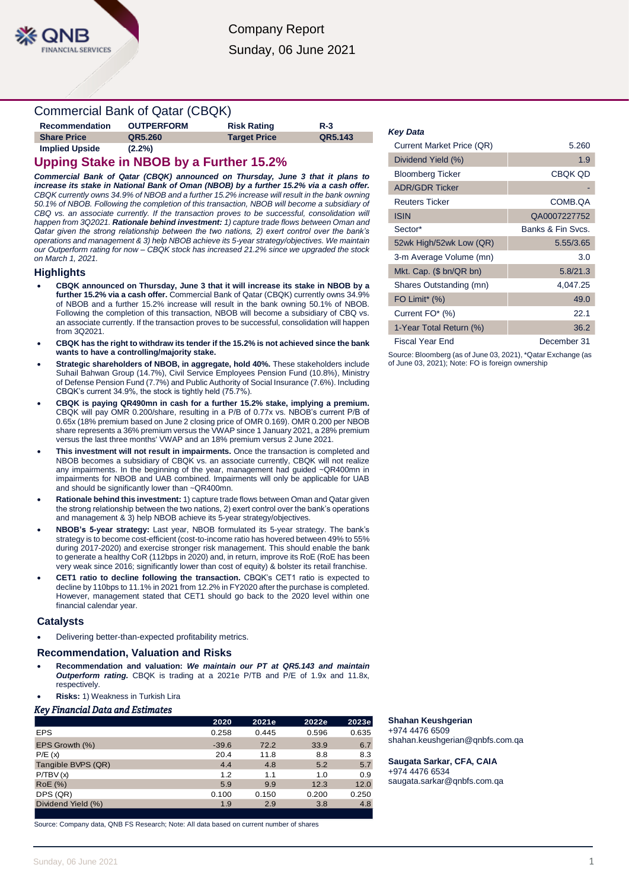Company Report

Sunday, 06 June 2021

# Commercial Bank of Qatar (CBQK)

| Recommendation | OUTPERFORM | Risk Rating | R-3 |
|---|---|---|---|
| **Share Price** | **QR5.260** | **Target Price** | **QR5.143** |
| **Implied Upside** | **(2.2%)** | | |

## Upping Stake in NBOB by a Further 15.2%

***Commercial Bank of Qatar (CBQK) announced on Thursday, June 3 that it plans to increase its stake in National Bank of Oman (NBOB) by a further 15.2% via a cash offer.*** *CBQK currently owns 34.9% of NBOB and a further 15.2% increase will result in the bank owning 50.1% of NBOB. Following the completion of this transaction, NBOB will become a subsidiary of CBQ vs. an associate currently. If the transaction proves to be successful, consolidation will happen from 3Q2021.* ***Rationale behind investment:*** *1) capture trade flows between Oman and Qatar given the strong relationship between the two nations, 2) exert control over the bank's operations and management & 3) help NBOB achieve its 5-year strategy/objectives. We maintain our Outperform rating for now – CBQK stock has increased 21.2% since we upgraded the stock on March 1, 2021.*

### Highlights

- **CBQK announced on Thursday, June 3 that it will increase its stake in NBOB by a further 15.2% via a cash offer.** Commercial Bank of Qatar (CBQK) currently owns 34.9% of NBOB and a further 15.2% increase will result in the bank owning 50.1% of NBOB. Following the completion of this transaction, NBOB will become a subsidiary of CBQ vs. an associate currently. If the transaction proves to be successful, consolidation will happen from 3Q2021.
- **CBQK has the right to withdraw its tender if the 15.2% is not achieved since the bank wants to have a controlling/majority stake.**
- **Strategic shareholders of NBOB, in aggregate, hold 40%.** These stakeholders include Suhail Bahwan Group (14.7%), Civil Service Employees Pension Fund (10.8%), Ministry of Defense Pension Fund (7.7%) and Public Authority of Social Insurance (7.6%). Including CBQK's current 34.9%, the stock is tightly held (75.7%).
- **CBQK is paying QR490mn in cash for a further 15.2% stake, implying a premium.** CBQK will pay OMR 0.200/share, resulting in a P/B of 0.77x vs. NBOB's current P/B of 0.65x (18% premium based on June 2 closing price of OMR 0.169). OMR 0.200 per NBOB share represents a 36% premium versus the VWAP since 1 January 2021, a 28% premium versus the last three months' VWAP and an 18% premium versus 2 June 2021.
- **This investment will not result in impairments.** Once the transaction is completed and NBOB becomes a subsidiary of CBQK vs. an associate currently, CBQK will not realize any impairments. In the beginning of the year, management had guided ~QR400mn in impairments for NBOB and UAB combined. Impairments will only be applicable for UAB and should be significantly lower than ~QR400mn.
- **Rationale behind this investment:** 1) capture trade flows between Oman and Qatar given the strong relationship between the two nations, 2) exert control over the bank's operations and management & 3) help NBOB achieve its 5-year strategy/objectives.
- **NBOB's 5-year strategy:** Last year, NBOB formulated its 5-year strategy. The bank's strategy is to become cost-efficient (cost-to-income ratio has hovered between 49% to 55% during 2017-2020) and exercise stronger risk management. This should enable the bank to generate a healthy CoR (112bps in 2020) and, in return, improve its RoE (RoE has been very weak since 2016; significantly lower than cost of equity) & bolster its retail franchise.
- **CET1 ratio to decline following the transaction.** CBQK's CET1 ratio is expected to decline by 110bps to 11.1% in 2021 from 12.2% in FY2020 after the purchase is completed. However, management stated that CET1 should go back to the 2020 level within one financial calendar year.

### Catalysts

- Delivering better-than-expected profitability metrics.

### Recommendation, Valuation and Risks

- **Recommendation and valuation:** ***We maintain our PT at QR5.143 and maintain Outperform rating.*** CBQK is trading at a 2021e P/TB and P/E of 1.9x and 11.8x, respectively.
- **Risks:** 1) Weakness in Turkish Lira

### *Key Financial Data and Estimates*

| | 2020 | 2021e | 2022e | 2023e |
|---|---|---|---|---|
| EPS | 0.258 | 0.445 | 0.596 | 0.635 |
| EPS Growth (%) | -39.6 | 72.2 | 33.9 | 6.7 |
| P/E (x) | 20.4 | 11.8 | 8.8 | 8.3 |
| Tangible BVPS (QR) | 4.4 | 4.8 | 5.2 | 5.7 |
| P/TBV (x) | 1.2 | 1.1 | 1.0 | 0.9 |
| RoE (%) | 5.9 | 9.9 | 12.3 | 12.0 |
| DPS (QR) | 0.100 | 0.150 | 0.200 | 0.250 |
| Dividend Yield (%) | 1.9 | 2.9 | 3.8 | 4.8 |

Source: Company data, QNB FS Research; Note: All data based on current number of shares

### *Key Data*

| | |
|---|---|
| Current Market Price (QR) | 5.260 |
| Dividend Yield (%) | 1.9 |
| Bloomberg Ticker | CBQK QD |
| ADR/GDR Ticker | - |
| Reuters Ticker | COMB.QA |
| ISIN | QA0007227752 |
| Sector* | Banks & Fin Svcs. |
| 52wk High/52wk Low (QR) | 5.55/3.65 |
| 3-m Average Volume (mn) | 3.0 |
| Mkt. Cap. ($ bn/QR bn) | 5.8/21.3 |
| Shares Outstanding (mn) | 4,047.25 |
| FO Limit* (%) | 49.0 |
| Current FO* (%) | 22.1 |
| 1-Year Total Return (%) | 36.2 |
| Fiscal Year End | December 31 |

Source: Bloomberg (as of June 03, 2021), *Qatar Exchange (as of June 03, 2021); Note: FO is foreign ownership

**Shahan Keushgerian**
+974 4476 6509
shahan.keushgerian@qnbfs.com.qa

**Saugata Sarkar, CFA, CAIA**
+974 4476 6534
saugata.sarkar@qnbfs.com.qa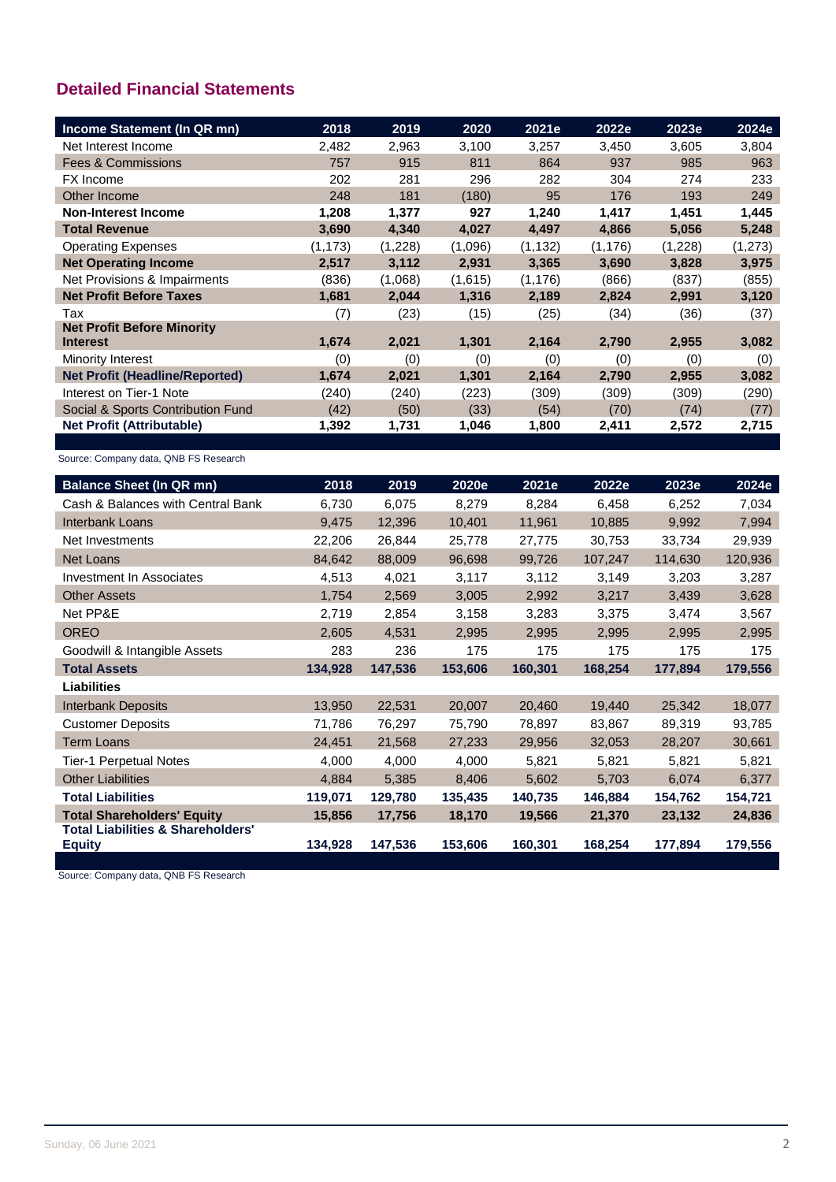## Detailed Financial Statements

| Income Statement (In QR mn) | 2018 | 2019 | 2020 | 2021e | 2022e | 2023e | 2024e |
|---|---|---|---|---|---|---|---|
| Net Interest Income | 2,482 | 2,963 | 3,100 | 3,257 | 3,450 | 3,605 | 3,804 |
| Fees & Commissions | 757 | 915 | 811 | 864 | 937 | 985 | 963 |
| FX Income | 202 | 281 | 296 | 282 | 304 | 274 | 233 |
| Other Income | 248 | 181 | (180) | 95 | 176 | 193 | 249 |
| **Non-Interest Income** | **1,208** | **1,377** | **927** | **1,240** | **1,417** | **1,451** | **1,445** |
| **Total Revenue** | **3,690** | **4,340** | **4,027** | **4,497** | **4,866** | **5,056** | **5,248** |
| Operating Expenses | (1,173) | (1,228) | (1,096) | (1,132) | (1,176) | (1,228) | (1,273) |
| **Net Operating Income** | **2,517** | **3,112** | **2,931** | **3,365** | **3,690** | **3,828** | **3,975** |
| Net Provisions & Impairments | (836) | (1,068) | (1,615) | (1,176) | (866) | (837) | (855) |
| **Net Profit Before Taxes** | **1,681** | **2,044** | **1,316** | **2,189** | **2,824** | **2,991** | **3,120** |
| Tax | (7) | (23) | (15) | (25) | (34) | (36) | (37) |
| **Net Profit Before Minority Interest** | **1,674** | **2,021** | **1,301** | **2,164** | **2,790** | **2,955** | **3,082** |
| Minority Interest | (0) | (0) | (0) | (0) | (0) | (0) | (0) |
| **Net Profit (Headline/Reported)** | **1,674** | **2,021** | **1,301** | **2,164** | **2,790** | **2,955** | **3,082** |
| Interest on Tier-1 Note | (240) | (240) | (223) | (309) | (309) | (309) | (290) |
| Social & Sports Contribution Fund | (42) | (50) | (33) | (54) | (70) | (74) | (77) |
| **Net Profit (Attributable)** | **1,392** | **1,731** | **1,046** | **1,800** | **2,411** | **2,572** | **2,715** |

Source: Company data, QNB FS Research

| Balance Sheet (In QR mn) | 2018 | 2019 | 2020e | 2021e | 2022e | 2023e | 2024e |
|---|---|---|---|---|---|---|---|
| Cash & Balances with Central Bank | 6,730 | 6,075 | 8,279 | 8,284 | 6,458 | 6,252 | 7,034 |
| Interbank Loans | 9,475 | 12,396 | 10,401 | 11,961 | 10,885 | 9,992 | 7,994 |
| Net Investments | 22,206 | 26,844 | 25,778 | 27,775 | 30,753 | 33,734 | 29,939 |
| Net Loans | 84,642 | 88,009 | 96,698 | 99,726 | 107,247 | 114,630 | 120,936 |
| Investment In Associates | 4,513 | 4,021 | 3,117 | 3,112 | 3,149 | 3,203 | 3,287 |
| Other Assets | 1,754 | 2,569 | 3,005 | 2,992 | 3,217 | 3,439 | 3,628 |
| Net PP&E | 2,719 | 2,854 | 3,158 | 3,283 | 3,375 | 3,474 | 3,567 |
| OREO | 2,605 | 4,531 | 2,995 | 2,995 | 2,995 | 2,995 | 2,995 |
| Goodwill & Intangible Assets | 283 | 236 | 175 | 175 | 175 | 175 | 175 |
| **Total Assets** | **134,928** | **147,536** | **153,606** | **160,301** | **168,254** | **177,894** | **179,556** |
| **Liabilities** | | | | | | | |
| Interbank Deposits | 13,950 | 22,531 | 20,007 | 20,460 | 19,440 | 25,342 | 18,077 |
| Customer Deposits | 71,786 | 76,297 | 75,790 | 78,897 | 83,867 | 89,319 | 93,785 |
| Term Loans | 24,451 | 21,568 | 27,233 | 29,956 | 32,053 | 28,207 | 30,661 |
| Tier-1 Perpetual Notes | 4,000 | 4,000 | 4,000 | 5,821 | 5,821 | 5,821 | 5,821 |
| Other Liabilities | 4,884 | 5,385 | 8,406 | 5,602 | 5,703 | 6,074 | 6,377 |
| **Total Liabilities** | **119,071** | **129,780** | **135,435** | **140,735** | **146,884** | **154,762** | **154,721** |
| **Total Shareholders' Equity** | **15,856** | **17,756** | **18,170** | **19,566** | **21,370** | **23,132** | **24,836** |
| **Total Liabilities & Shareholders' Equity** | **134,928** | **147,536** | **153,606** | **160,301** | **168,254** | **177,894** | **179,556** |

Source: Company data, QNB FS Research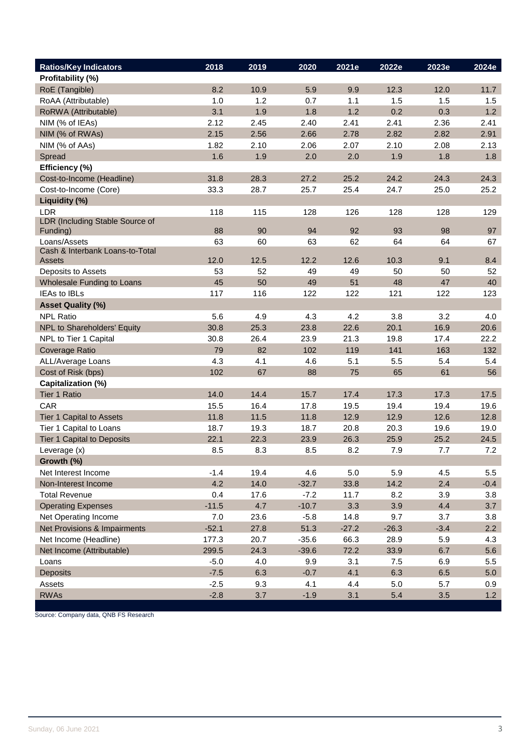| Ratios/Key Indicators | 2018 | 2019 | 2020 | 2021e | 2022e | 2023e | 2024e |
|---|---|---|---|---|---|---|---|
| **Profitability (%)** | | | | | | | |
| RoE (Tangible) | 8.2 | 10.9 | 5.9 | 9.9 | 12.3 | 12.0 | 11.7 |
| RoAA (Attributable) | 1.0 | 1.2 | 0.7 | 1.1 | 1.5 | 1.5 | 1.5 |
| RoRWA (Attributable) | 3.1 | 1.9 | 1.8 | 1.2 | 0.2 | 0.3 | 1.2 |
| NIM (% of IEAs) | 2.12 | 2.45 | 2.40 | 2.41 | 2.41 | 2.36 | 2.41 |
| NIM (% of RWAs) | 2.15 | 2.56 | 2.66 | 2.78 | 2.82 | 2.82 | 2.91 |
| NIM (% of AAs) | 1.82 | 2.10 | 2.06 | 2.07 | 2.10 | 2.08 | 2.13 |
| Spread | 1.6 | 1.9 | 2.0 | 2.0 | 1.9 | 1.8 | 1.8 |
| **Efficiency (%)** | | | | | | | |
| Cost-to-Income (Headline) | 31.8 | 28.3 | 27.2 | 25.2 | 24.2 | 24.3 | 24.3 |
| Cost-to-Income (Core) | 33.3 | 28.7 | 25.7 | 25.4 | 24.7 | 25.0 | 25.2 |
| **Liquidity (%)** | | | | | | | |
| LDR | 118 | 115 | 128 | 126 | 128 | 128 | 129 |
| LDR (Including Stable Source of Funding) | 88 | 90 | 94 | 92 | 93 | 98 | 97 |
| Loans/Assets | 63 | 60 | 63 | 62 | 64 | 64 | 67 |
| Cash & Interbank Loans-to-Total Assets | 12.0 | 12.5 | 12.2 | 12.6 | 10.3 | 9.1 | 8.4 |
| Deposits to Assets | 53 | 52 | 49 | 49 | 50 | 50 | 52 |
| Wholesale Funding to Loans | 45 | 50 | 49 | 51 | 48 | 47 | 40 |
| IEAs to IBLs | 117 | 116 | 122 | 122 | 121 | 122 | 123 |
| **Asset Quality (%)** | | | | | | | |
| NPL Ratio | 5.6 | 4.9 | 4.3 | 4.2 | 3.8 | 3.2 | 4.0 |
| NPL to Shareholders' Equity | 30.8 | 25.3 | 23.8 | 22.6 | 20.1 | 16.9 | 20.6 |
| NPL to Tier 1 Capital | 30.8 | 26.4 | 23.9 | 21.3 | 19.8 | 17.4 | 22.2 |
| Coverage Ratio | 79 | 82 | 102 | 119 | 141 | 163 | 132 |
| ALL/Average Loans | 4.3 | 4.1 | 4.6 | 5.1 | 5.5 | 5.4 | 5.4 |
| Cost of Risk (bps) | 102 | 67 | 88 | 75 | 65 | 61 | 56 |
| **Capitalization (%)** | | | | | | | |
| Tier 1 Ratio | 14.0 | 14.4 | 15.7 | 17.4 | 17.3 | 17.3 | 17.5 |
| CAR | 15.5 | 16.4 | 17.8 | 19.5 | 19.4 | 19.4 | 19.6 |
| Tier 1 Capital to Assets | 11.8 | 11.5 | 11.8 | 12.9 | 12.9 | 12.6 | 12.8 |
| Tier 1 Capital to Loans | 18.7 | 19.3 | 18.7 | 20.8 | 20.3 | 19.6 | 19.0 |
| Tier 1 Capital to Deposits | 22.1 | 22.3 | 23.9 | 26.3 | 25.9 | 25.2 | 24.5 |
| Leverage (x) | 8.5 | 8.3 | 8.5 | 8.2 | 7.9 | 7.7 | 7.2 |
| **Growth (%)** | | | | | | | |
| Net Interest Income | -1.4 | 19.4 | 4.6 | 5.0 | 5.9 | 4.5 | 5.5 |
| Non-Interest Income | 4.2 | 14.0 | -32.7 | 33.8 | 14.2 | 2.4 | -0.4 |
| Total Revenue | 0.4 | 17.6 | -7.2 | 11.7 | 8.2 | 3.9 | 3.8 |
| Operating Expenses | -11.5 | 4.7 | -10.7 | 3.3 | 3.9 | 4.4 | 3.7 |
| Net Operating Income | 7.0 | 23.6 | -5.8 | 14.8 | 9.7 | 3.7 | 3.8 |
| Net Provisions & Impairments | -52.1 | 27.8 | 51.3 | -27.2 | -26.3 | -3.4 | 2.2 |
| Net Income (Headline) | 177.3 | 20.7 | -35.6 | 66.3 | 28.9 | 5.9 | 4.3 |
| Net Income (Attributable) | 299.5 | 24.3 | -39.6 | 72.2 | 33.9 | 6.7 | 5.6 |
| Loans | -5.0 | 4.0 | 9.9 | 3.1 | 7.5 | 6.9 | 5.5 |
| Deposits | -7.5 | 6.3 | -0.7 | 4.1 | 6.3 | 6.5 | 5.0 |
| Assets | -2.5 | 9.3 | 4.1 | 4.4 | 5.0 | 5.7 | 0.9 |
| RWAs | -2.8 | 3.7 | -1.9 | 3.1 | 5.4 | 3.5 | 1.2 |

Source: Company data, QNB FS Research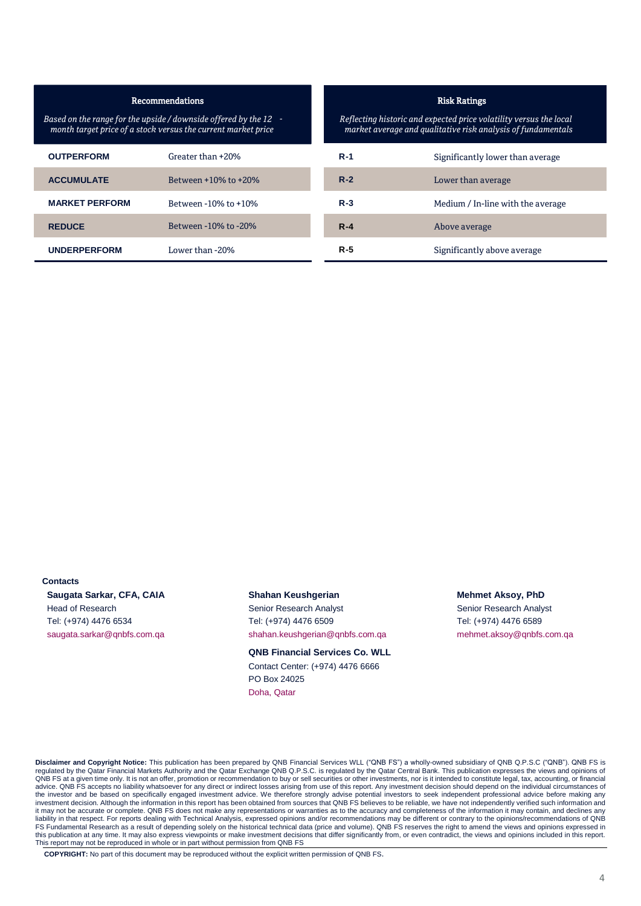| Recommendations | |
|---|---|
| *Based on the range for the upside / downside offered by the 12 - month target price of a stock versus the current market price* | |
| **OUTPERFORM** | Greater than +20% |
| **ACCUMULATE** | Between +10% to +20% |
| **MARKET PERFORM** | Between -10% to +10% |
| **REDUCE** | Between -10% to -20% |
| **UNDERPERFORM** | Lower than -20% |

| Risk Ratings | |
|---|---|
| *Reflecting historic and expected price volatility versus the local market average and qualitative risk analysis of fundamentals* | |
| **R-1** | Significantly lower than average |
| **R-2** | Lower than average |
| **R-3** | Medium / In-line with the average |
| **R-4** | Above average |
| **R-5** | Significantly above average |

**Contacts**

**Saugata Sarkar, CFA, CAIA**
Head of Research
Tel: (+974) 4476 6534
saugata.sarkar@qnbfs.com.qa

**Shahan Keushgerian**
Senior Research Analyst
Tel: (+974) 4476 6509
shahan.keushgerian@qnbfs.com.qa

**Mehmet Aksoy, PhD**
Senior Research Analyst
Tel: (+974) 4476 6589
mehmet.aksoy@qnbfs.com.qa

**QNB Financial Services Co. WLL**
Contact Center: (+974) 4476 6666
PO Box 24025
Doha, Qatar

**Disclaimer and Copyright Notice:** This publication has been prepared by QNB Financial Services WLL ("QNB FS") a wholly-owned subsidiary of QNB Q.P.S.C ("QNB"). QNB FS is regulated by the Qatar Financial Markets Authority and the Qatar Exchange QNB Q.P.S.C. is regulated by the Qatar Central Bank. This publication expresses the views and opinions of QNB FS at a given time only. It is not an offer, promotion or recommendation to buy or sell securities or other investments, nor is it intended to constitute legal, tax, accounting, or financial advice. QNB FS accepts no liability whatsoever for any direct or indirect losses arising from use of this report. Any investment decision should depend on the individual circumstances of the investor and be based on specifically engaged investment advice. We therefore strongly advise potential investors to seek independent professional advice before making any investment decision. Although the information in this report has been obtained from sources that QNB FS believes to be reliable, we have not independently verified such information and it may not be accurate or complete. QNB FS does not make any representations or warranties as to the accuracy and completeness of the information it may contain, and declines any liability in that respect. For reports dealing with Technical Analysis, expressed opinions and/or recommendations may be different or contrary to the opinions/recommendations of QNB FS Fundamental Research as a result of depending solely on the historical technical data (price and volume). QNB FS reserves the right to amend the views and opinions expressed in this publication at any time. It may also express viewpoints or make investment decisions that differ significantly from, or even contradict, the views and opinions included in this report. This report may not be reproduced in whole or in part without permission from QNB FS

**COPYRIGHT:** No part of this document may be reproduced without the explicit written permission of QNB FS.